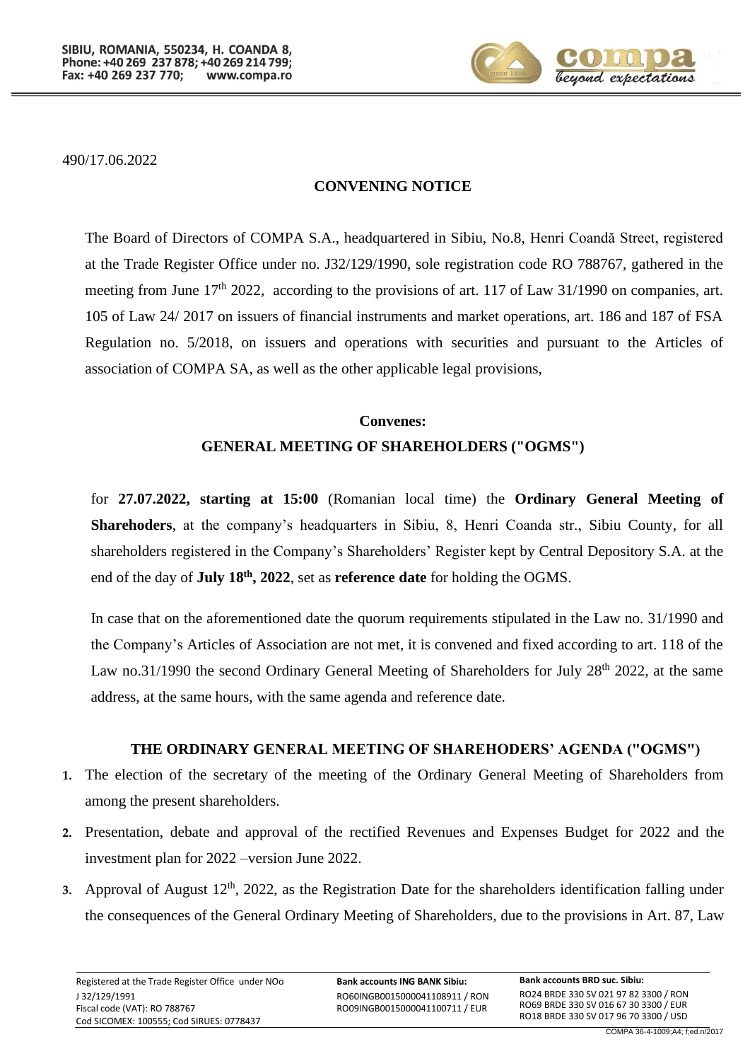490/17.06.2022

## CONVENING NOTICE

The Board of Directors of COMPA S.A., headquartered in Sibiu, No.8, Henri Coandă Street, registered at the Trade Register Office under no. J32/129/1990, sole registration code RO 788767, gathered in the meeting from June 17th 2022, according to the provisions of art. 117 of Law 31/1990 on companies, art. 105 of Law 24/ 2017 on issuers of financial instruments and market operations, art. 186 and 187 of FSA Regulation no. 5/2018, on issuers and operations with securities and pursuant to the Articles of association of COMPA SA, as well as the other applicable legal provisions,

**Convenes:**

**GENERAL MEETING OF SHAREHOLDERS ("OGMS")**

for **27.07.2022, starting at 15:00** (Romanian local time) the **Ordinary General Meeting of Sharehoders**, at the company's headquarters in Sibiu, 8, Henri Coanda str., Sibiu County, for all shareholders registered in the Company's Shareholders' Register kept by Central Depository S.A. at the end of the day of **July 18th, 2022**, set as **reference date** for holding the OGMS.

In case that on the aforementioned date the quorum requirements stipulated in the Law no. 31/1990 and the Company's Articles of Association are not met, it is convened and fixed according to art. 118 of the Law no.31/1990 the second Ordinary General Meeting of Shareholders for July 28th 2022, at the same address, at the same hours, with the same agenda and reference date.

### THE ORDINARY GENERAL MEETING OF SHAREHODERS' AGENDA ("OGMS")

1. The election of the secretary of the meeting of the Ordinary General Meeting of Shareholders from among the present shareholders.
2. Presentation, debate and approval of the rectified Revenues and Expenses Budget for 2022 and the investment plan for 2022 –version June 2022.
3. Approval of August 12th, 2022, as the Registration Date for the shareholders identification falling under the consequences of the General Ordinary Meeting of Shareholders, due to the provisions in Art. 87, Law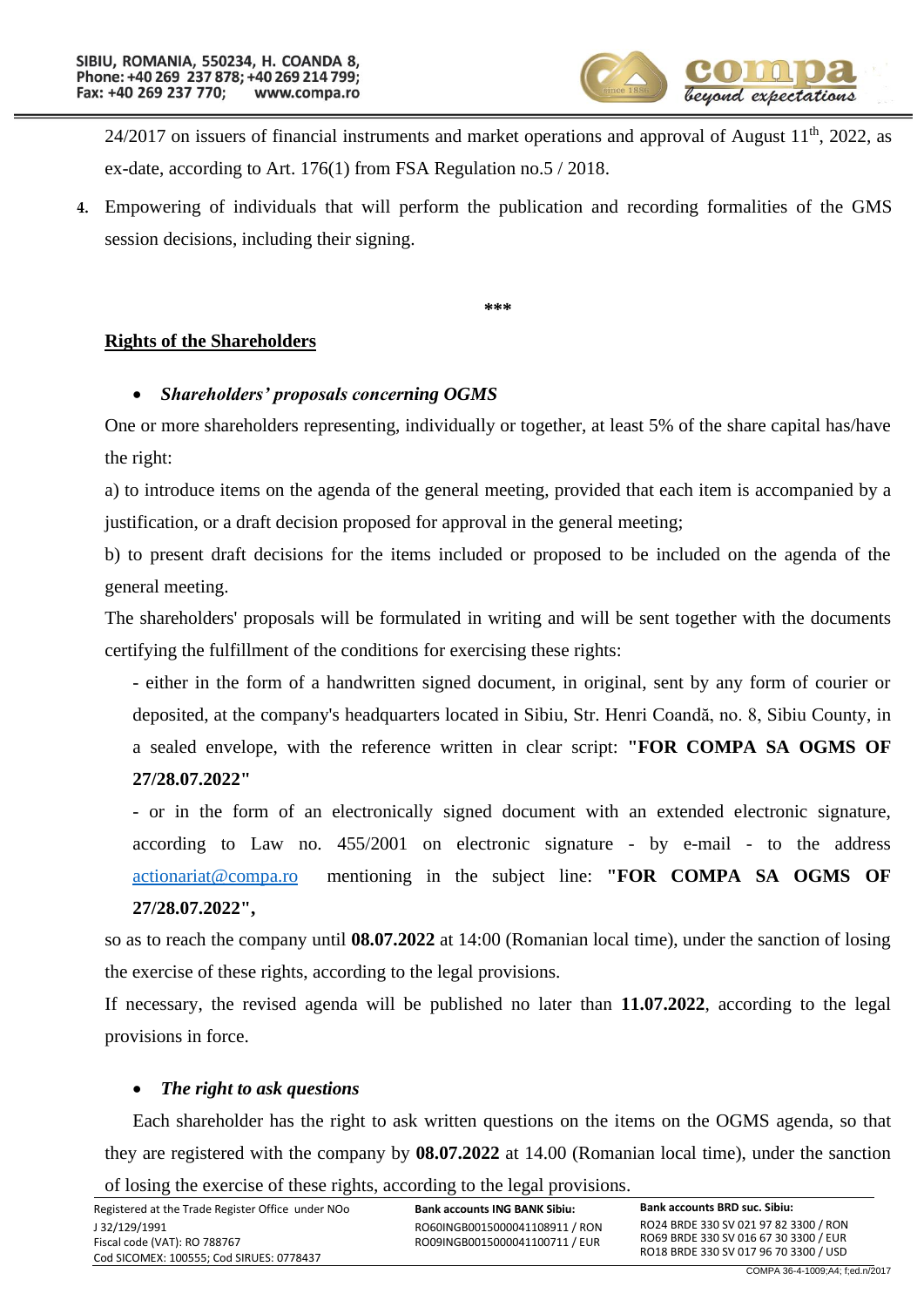24/2017 on issuers of financial instruments and market operations and approval of August 11th, 2022, as ex-date, according to Art. 176(1) from FSA Regulation no.5 / 2018.

4. Empowering of individuals that will perform the publication and recording formalities of the GMS session decisions, including their signing.

***

## Rights of the Shareholders

- ***Shareholders' proposals concerning OGMS***

One or more shareholders representing, individually or together, at least 5% of the share capital has/have the right:

a) to introduce items on the agenda of the general meeting, provided that each item is accompanied by a justification, or a draft decision proposed for approval in the general meeting;

b) to present draft decisions for the items included or proposed to be included on the agenda of the general meeting.

The shareholders' proposals will be formulated in writing and will be sent together with the documents certifying the fulfillment of the conditions for exercising these rights:

- either in the form of a handwritten signed document, in original, sent by any form of courier or deposited, at the company's headquarters located in Sibiu, Str. Henri Coandă, no. 8, Sibiu County, in a sealed envelope, with the reference written in clear script: **"FOR COMPA SA OGMS OF 27/28.07.2022"**

- or in the form of an electronically signed document with an extended electronic signature, according to Law no. 455/2001 on electronic signature - by e-mail - to the address actionariat@compa.ro mentioning in the subject line: **"FOR COMPA SA OGMS OF 27/28.07.2022",**

so as to reach the company until **08.07.2022** at 14:00 (Romanian local time), under the sanction of losing the exercise of these rights, according to the legal provisions.

If necessary, the revised agenda will be published no later than **11.07.2022**, according to the legal provisions in force.

- ***The right to ask questions***

Each shareholder has the right to ask written questions on the items on the OGMS agenda, so that they are registered with the company by **08.07.2022** at 14.00 (Romanian local time), under the sanction of losing the exercise of these rights, according to the legal provisions.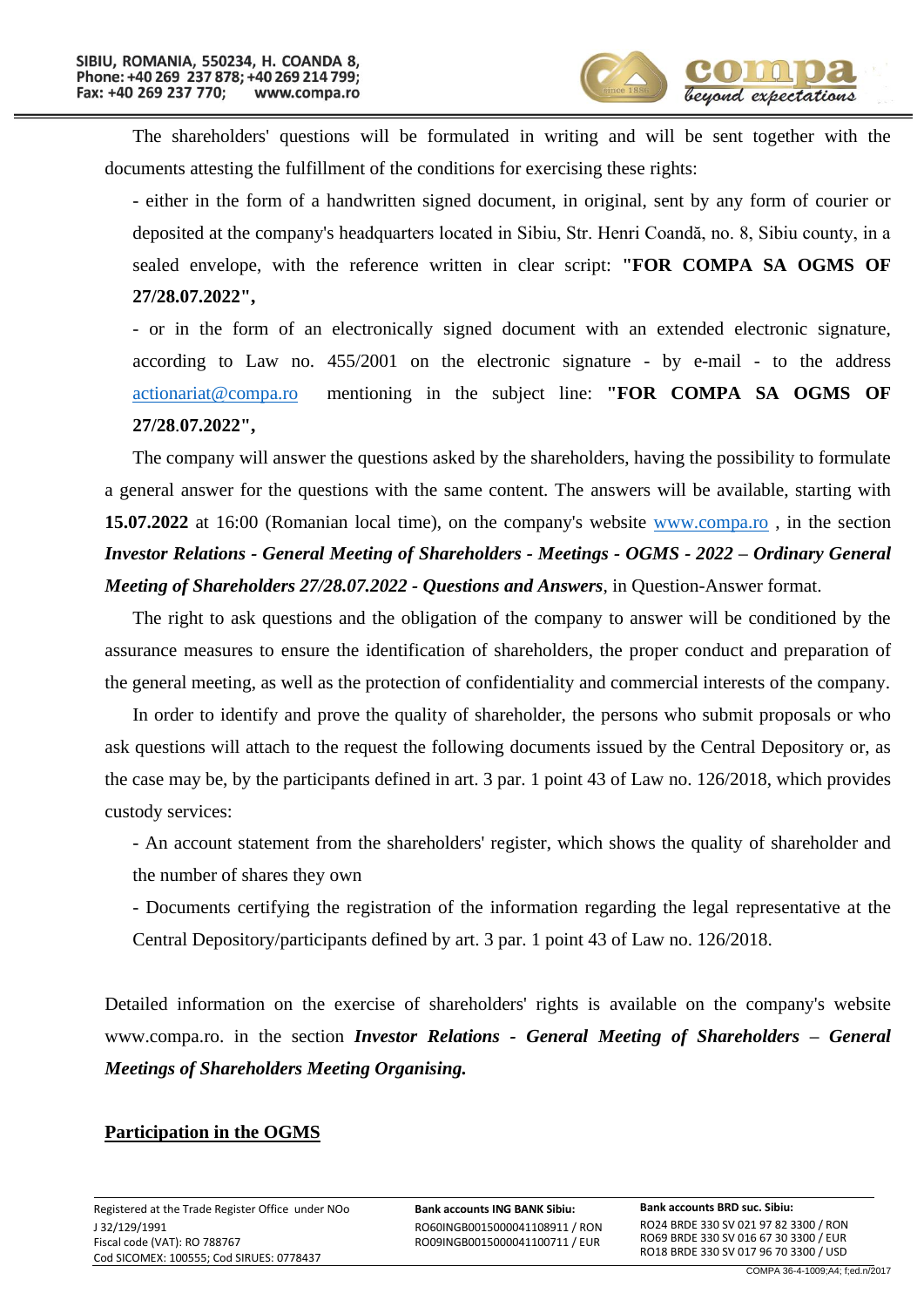The shareholders' questions will be formulated in writing and will be sent together with the documents attesting the fulfillment of the conditions for exercising these rights:

- either in the form of a handwritten signed document, in original, sent by any form of courier or deposited at the company's headquarters located in Sibiu, Str. Henri Coandă, no. 8, Sibiu county, in a sealed envelope, with the reference written in clear script: **"FOR COMPA SA OGMS OF 27/28.07.2022",**
- or in the form of an electronically signed document with an extended electronic signature, according to Law no. 455/2001 on the electronic signature - by e-mail - to the address actionariat@compa.ro mentioning in the subject line: **"FOR COMPA SA OGMS OF 27/28.07.2022",**

The company will answer the questions asked by the shareholders, having the possibility to formulate a general answer for the questions with the same content. The answers will be available, starting with **15.07.2022** at 16:00 (Romanian local time), on the company's website www.compa.ro , in the section ***Investor Relations - General Meeting of Shareholders - Meetings - OGMS - 2022 – Ordinary General Meeting of Shareholders 27/28.07.2022 - Questions and Answers***, in Question-Answer format.

The right to ask questions and the obligation of the company to answer will be conditioned by the assurance measures to ensure the identification of shareholders, the proper conduct and preparation of the general meeting, as well as the protection of confidentiality and commercial interests of the company.

In order to identify and prove the quality of shareholder, the persons who submit proposals or who ask questions will attach to the request the following documents issued by the Central Depository or, as the case may be, by the participants defined in art. 3 par. 1 point 43 of Law no. 126/2018, which provides custody services:

- An account statement from the shareholders' register, which shows the quality of shareholder and the number of shares they own
- Documents certifying the registration of the information regarding the legal representative at the Central Depository/participants defined by art. 3 par. 1 point 43 of Law no. 126/2018.

Detailed information on the exercise of shareholders' rights is available on the company's website www.compa.ro. in the section ***Investor Relations - General Meeting of Shareholders – General Meetings of Shareholders Meeting Organising.***

## Participation in the OGMS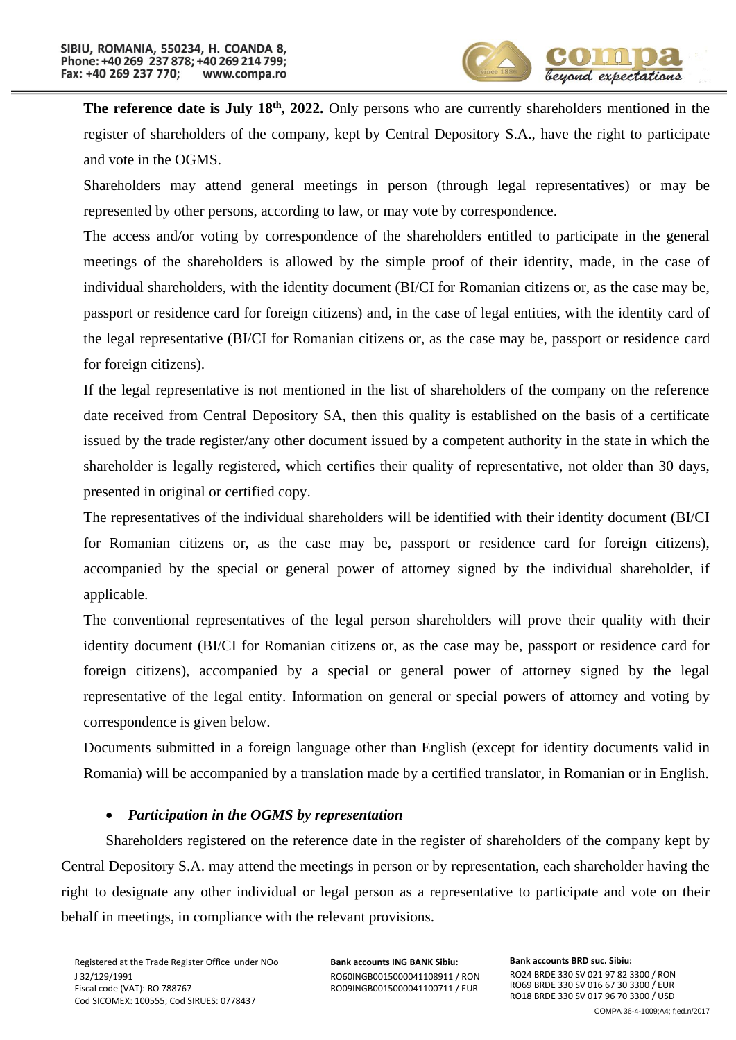**The reference date is July 18th, 2022.** Only persons who are currently shareholders mentioned in the register of shareholders of the company, kept by Central Depository S.A., have the right to participate and vote in the OGMS.

Shareholders may attend general meetings in person (through legal representatives) or may be represented by other persons, according to law, or may vote by correspondence.

The access and/or voting by correspondence of the shareholders entitled to participate in the general meetings of the shareholders is allowed by the simple proof of their identity, made, in the case of individual shareholders, with the identity document (BI/CI for Romanian citizens or, as the case may be, passport or residence card for foreign citizens) and, in the case of legal entities, with the identity card of the legal representative (BI/CI for Romanian citizens or, as the case may be, passport or residence card for foreign citizens).

If the legal representative is not mentioned in the list of shareholders of the company on the reference date received from Central Depository SA, then this quality is established on the basis of a certificate issued by the trade register/any other document issued by a competent authority in the state in which the shareholder is legally registered, which certifies their quality of representative, not older than 30 days, presented in original or certified copy.

The representatives of the individual shareholders will be identified with their identity document (BI/CI for Romanian citizens or, as the case may be, passport or residence card for foreign citizens), accompanied by the special or general power of attorney signed by the individual shareholder, if applicable.

The conventional representatives of the legal person shareholders will prove their quality with their identity document (BI/CI for Romanian citizens or, as the case may be, passport or residence card for foreign citizens), accompanied by a special or general power of attorney signed by the legal representative of the legal entity. Information on general or special powers of attorney and voting by correspondence is given below.

Documents submitted in a foreign language other than English (except for identity documents valid in Romania) will be accompanied by a translation made by a certified translator, in Romanian or in English.

- ***Participation in the OGMS by representation***

Shareholders registered on the reference date in the register of shareholders of the company kept by Central Depository S.A. may attend the meetings in person or by representation, each shareholder having the right to designate any other individual or legal person as a representative to participate and vote on their behalf in meetings, in compliance with the relevant provisions.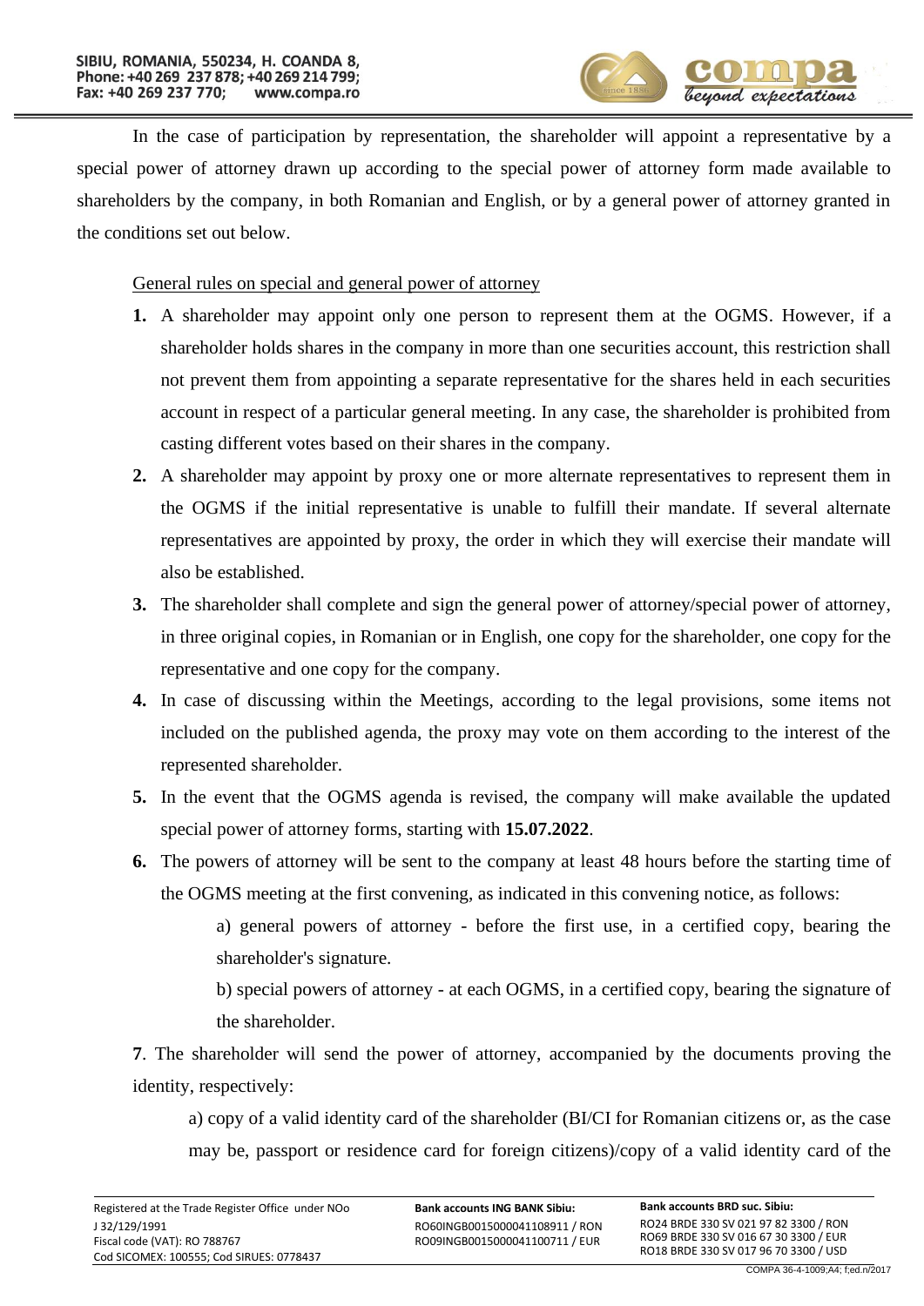In the case of participation by representation, the shareholder will appoint a representative by a special power of attorney drawn up according to the special power of attorney form made available to shareholders by the company, in both Romanian and English, or by a general power of attorney granted in the conditions set out below.

General rules on special and general power of attorney

1. A shareholder may appoint only one person to represent them at the OGMS. However, if a shareholder holds shares in the company in more than one securities account, this restriction shall not prevent them from appointing a separate representative for the shares held in each securities account in respect of a particular general meeting. In any case, the shareholder is prohibited from casting different votes based on their shares in the company.
2. A shareholder may appoint by proxy one or more alternate representatives to represent them in the OGMS if the initial representative is unable to fulfill their mandate. If several alternate representatives are appointed by proxy, the order in which they will exercise their mandate will also be established.
3. The shareholder shall complete and sign the general power of attorney/special power of attorney, in three original copies, in Romanian or in English, one copy for the shareholder, one copy for the representative and one copy for the company.
4. In case of discussing within the Meetings, according to the legal provisions, some items not included on the published agenda, the proxy may vote on them according to the interest of the represented shareholder.
5. In the event that the OGMS agenda is revised, the company will make available the updated special power of attorney forms, starting with **15.07.2022**.
6. The powers of attorney will be sent to the company at least 48 hours before the starting time of the OGMS meeting at the first convening, as indicated in this convening notice, as follows:

   a) general powers of attorney - before the first use, in a certified copy, bearing the shareholder's signature.

   b) special powers of attorney - at each OGMS, in a certified copy, bearing the signature of the shareholder.

**7**. The shareholder will send the power of attorney, accompanied by the documents proving the identity, respectively:

a) copy of a valid identity card of the shareholder (BI/CI for Romanian citizens or, as the case may be, passport or residence card for foreign citizens)/copy of a valid identity card of the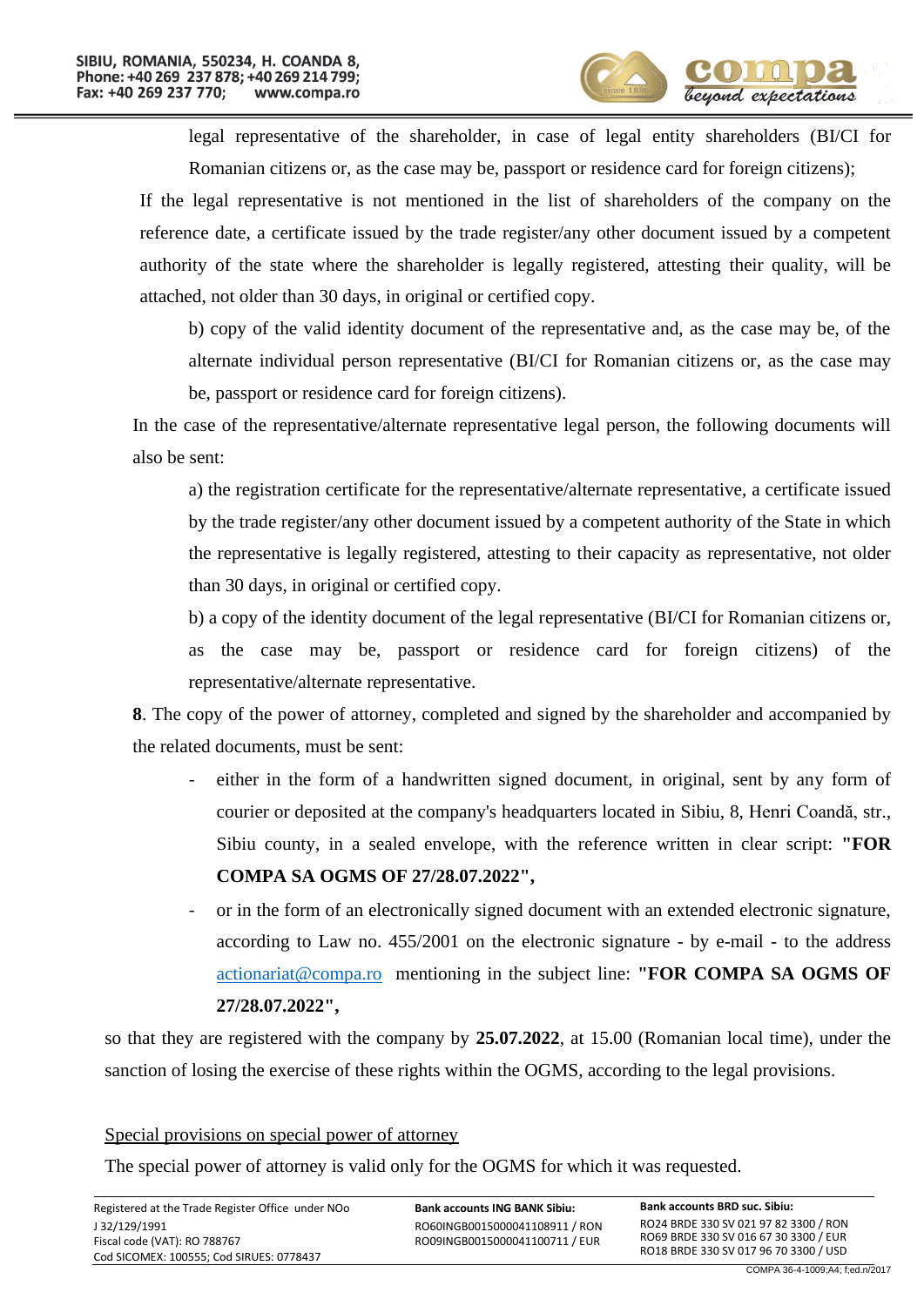legal representative of the shareholder, in case of legal entity shareholders (BI/CI for Romanian citizens or, as the case may be, passport or residence card for foreign citizens);

If the legal representative is not mentioned in the list of shareholders of the company on the reference date, a certificate issued by the trade register/any other document issued by a competent authority of the state where the shareholder is legally registered, attesting their quality, will be attached, not older than 30 days, in original or certified copy.

b) copy of the valid identity document of the representative and, as the case may be, of the alternate individual person representative (BI/CI for Romanian citizens or, as the case may be, passport or residence card for foreign citizens).

In the case of the representative/alternate representative legal person, the following documents will also be sent:

a) the registration certificate for the representative/alternate representative, a certificate issued by the trade register/any other document issued by a competent authority of the State in which the representative is legally registered, attesting to their capacity as representative, not older than 30 days, in original or certified copy.

b) a copy of the identity document of the legal representative (BI/CI for Romanian citizens or, as the case may be, passport or residence card for foreign citizens) of the representative/alternate representative.

**8**. The copy of the power of attorney, completed and signed by the shareholder and accompanied by the related documents, must be sent:

- either in the form of a handwritten signed document, in original, sent by any form of courier or deposited at the company's headquarters located in Sibiu, 8, Henri Coandă, str., Sibiu county, in a sealed envelope, with the reference written in clear script: **"FOR COMPA SA OGMS OF 27/28.07.2022",**
- or in the form of an electronically signed document with an extended electronic signature, according to Law no. 455/2001 on the electronic signature - by e-mail - to the address actionariat@compa.ro mentioning in the subject line: **"FOR COMPA SA OGMS OF 27/28.07.2022",**

so that they are registered with the company by **25.07.2022**, at 15.00 (Romanian local time), under the sanction of losing the exercise of these rights within the OGMS, according to the legal provisions.

Special provisions on special power of attorney

The special power of attorney is valid only for the OGMS for which it was requested.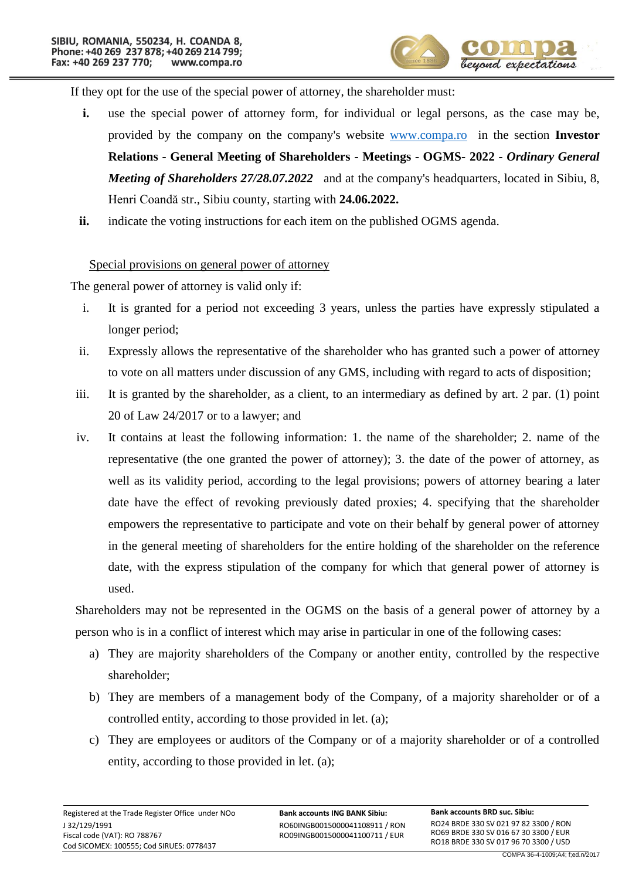If they opt for the use of the special power of attorney, the shareholder must:

- **i.** use the special power of attorney form, for individual or legal persons, as the case may be, provided by the company on the company's website www.compa.ro in the section **Investor Relations - General Meeting of Shareholders - Meetings - OGMS- 2022 -** ***Ordinary General Meeting of Shareholders 27/28.07.2022*** and at the company's headquarters, located in Sibiu, 8, Henri Coandă str., Sibiu county, starting with **24.06.2022.**
- **ii.** indicate the voting instructions for each item on the published OGMS agenda.

Special provisions on general power of attorney

The general power of attorney is valid only if:

- i. It is granted for a period not exceeding 3 years, unless the parties have expressly stipulated a longer period;
- ii. Expressly allows the representative of the shareholder who has granted such a power of attorney to vote on all matters under discussion of any GMS, including with regard to acts of disposition;
- iii. It is granted by the shareholder, as a client, to an intermediary as defined by art. 2 par. (1) point 20 of Law 24/2017 or to a lawyer; and
- iv. It contains at least the following information: 1. the name of the shareholder; 2. name of the representative (the one granted the power of attorney); 3. the date of the power of attorney, as well as its validity period, according to the legal provisions; powers of attorney bearing a later date have the effect of revoking previously dated proxies; 4. specifying that the shareholder empowers the representative to participate and vote on their behalf by general power of attorney in the general meeting of shareholders for the entire holding of the shareholder on the reference date, with the express stipulation of the company for which that general power of attorney is used.

Shareholders may not be represented in the OGMS on the basis of a general power of attorney by a person who is in a conflict of interest which may arise in particular in one of the following cases:

- a) They are majority shareholders of the Company or another entity, controlled by the respective shareholder;
- b) They are members of a management body of the Company, of a majority shareholder or of a controlled entity, according to those provided in let. (a);
- c) They are employees or auditors of the Company or of a majority shareholder or of a controlled entity, according to those provided in let. (a);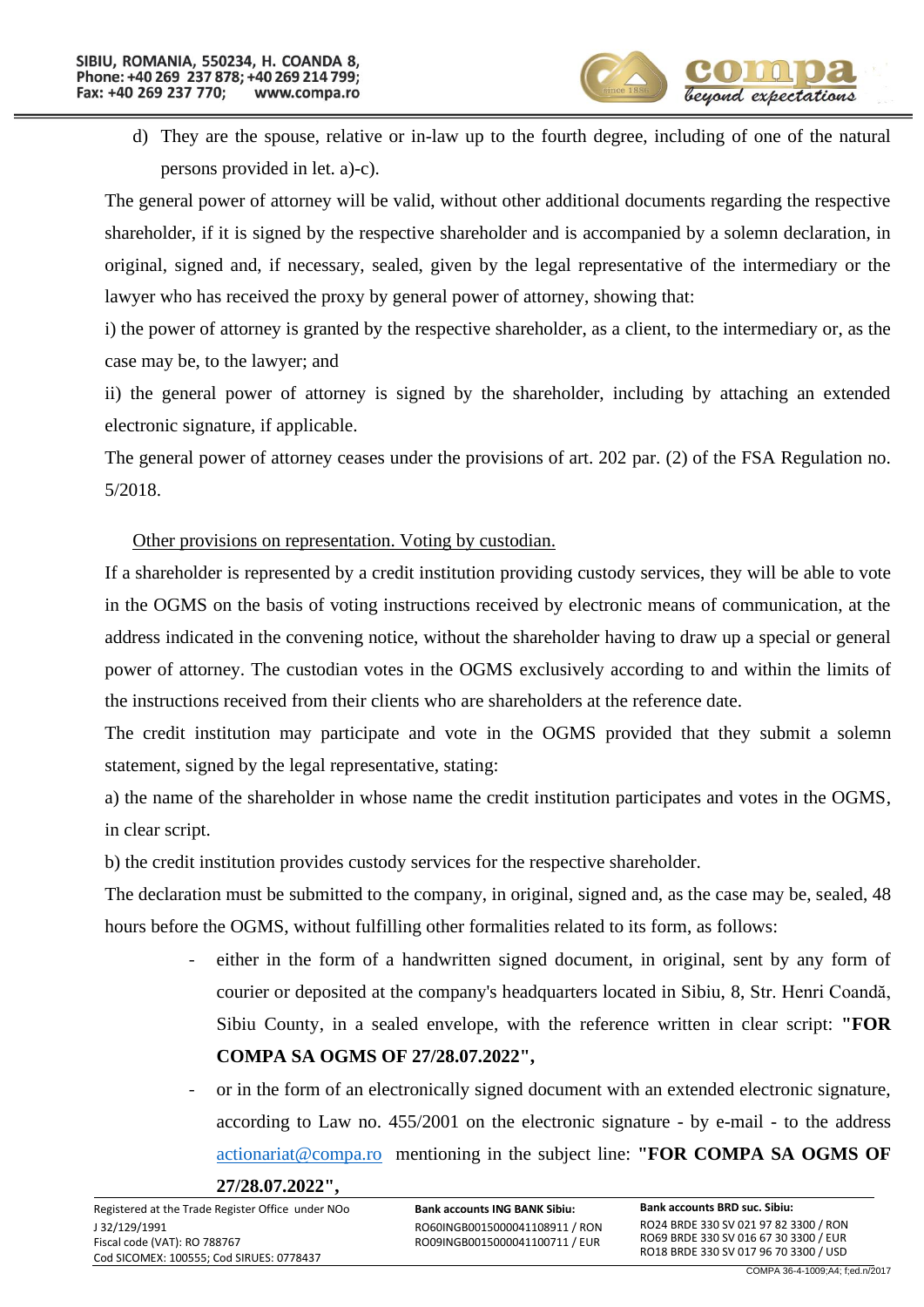d) They are the spouse, relative or in-law up to the fourth degree, including of one of the natural persons provided in let. a)-c).

The general power of attorney will be valid, without other additional documents regarding the respective shareholder, if it is signed by the respective shareholder and is accompanied by a solemn declaration, in original, signed and, if necessary, sealed, given by the legal representative of the intermediary or the lawyer who has received the proxy by general power of attorney, showing that:

i) the power of attorney is granted by the respective shareholder, as a client, to the intermediary or, as the case may be, to the lawyer; and

ii) the general power of attorney is signed by the shareholder, including by attaching an extended electronic signature, if applicable.

The general power of attorney ceases under the provisions of art. 202 par. (2) of the FSA Regulation no. 5/2018.

Other provisions on representation. Voting by custodian.

If a shareholder is represented by a credit institution providing custody services, they will be able to vote in the OGMS on the basis of voting instructions received by electronic means of communication, at the address indicated in the convening notice, without the shareholder having to draw up a special or general power of attorney. The custodian votes in the OGMS exclusively according to and within the limits of the instructions received from their clients who are shareholders at the reference date.

The credit institution may participate and vote in the OGMS provided that they submit a solemn statement, signed by the legal representative, stating:

a) the name of the shareholder in whose name the credit institution participates and votes in the OGMS, in clear script.

b) the credit institution provides custody services for the respective shareholder.

The declaration must be submitted to the company, in original, signed and, as the case may be, sealed, 48 hours before the OGMS, without fulfilling other formalities related to its form, as follows:

- either in the form of a handwritten signed document, in original, sent by any form of courier or deposited at the company's headquarters located in Sibiu, 8, Str. Henri Coandă, Sibiu County, in a sealed envelope, with the reference written in clear script: **"FOR COMPA SA OGMS OF 27/28.07.2022",**
- or in the form of an electronically signed document with an extended electronic signature, according to Law no. 455/2001 on the electronic signature - by e-mail - to the address actionariat@compa.ro mentioning in the subject line: **"FOR COMPA SA OGMS OF 27/28.07.2022",**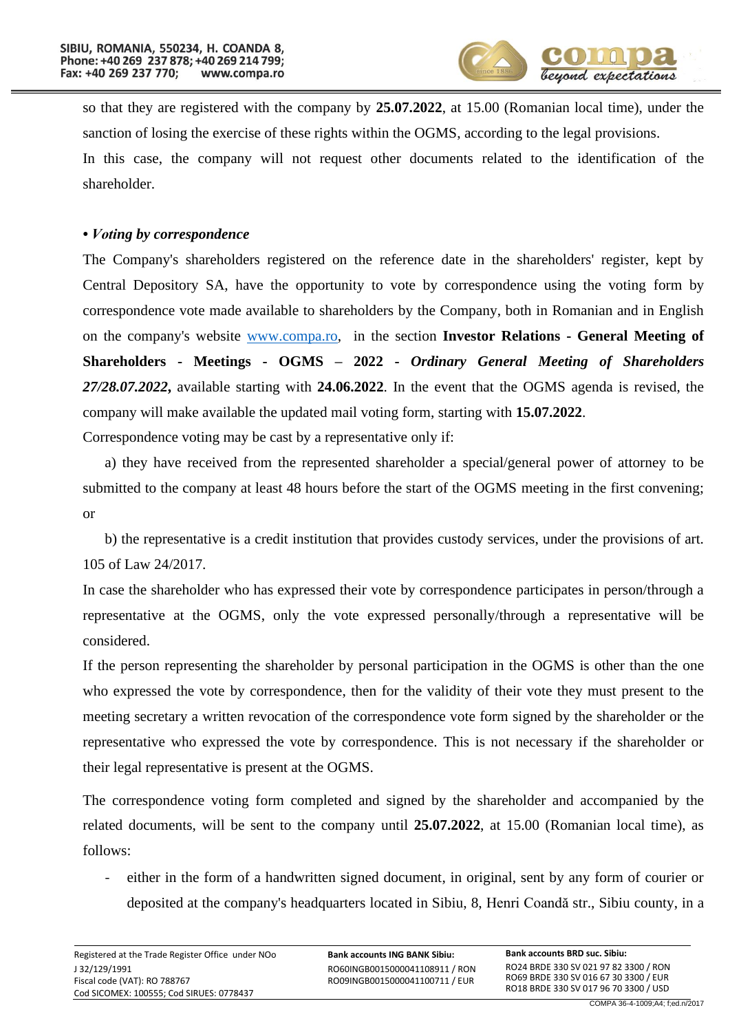so that they are registered with the company by **25.07.2022**, at 15.00 (Romanian local time), under the sanction of losing the exercise of these rights within the OGMS, according to the legal provisions.

In this case, the company will not request other documents related to the identification of the shareholder.

**• *Voting by correspondence***

The Company's shareholders registered on the reference date in the shareholders' register, kept by Central Depository SA, have the opportunity to vote by correspondence using the voting form by correspondence vote made available to shareholders by the Company, both in Romanian and in English on the company's website www.compa.ro, in the section **Investor Relations - General Meeting of Shareholders - Meetings - OGMS – 2022 - *Ordinary General Meeting of Shareholders 27/28.07.2022*,** available starting with **24.06.2022**. In the event that the OGMS agenda is revised, the company will make available the updated mail voting form, starting with **15.07.2022**.

Correspondence voting may be cast by a representative only if:

a) they have received from the represented shareholder a special/general power of attorney to be submitted to the company at least 48 hours before the start of the OGMS meeting in the first convening; or

b) the representative is a credit institution that provides custody services, under the provisions of art. 105 of Law 24/2017.

In case the shareholder who has expressed their vote by correspondence participates in person/through a representative at the OGMS, only the vote expressed personally/through a representative will be considered.

If the person representing the shareholder by personal participation in the OGMS is other than the one who expressed the vote by correspondence, then for the validity of their vote they must present to the meeting secretary a written revocation of the correspondence vote form signed by the shareholder or the representative who expressed the vote by correspondence. This is not necessary if the shareholder or their legal representative is present at the OGMS.

The correspondence voting form completed and signed by the shareholder and accompanied by the related documents, will be sent to the company until **25.07.2022**, at 15.00 (Romanian local time), as follows:

- either in the form of a handwritten signed document, in original, sent by any form of courier or deposited at the company's headquarters located in Sibiu, 8, Henri Coandă str., Sibiu county, in a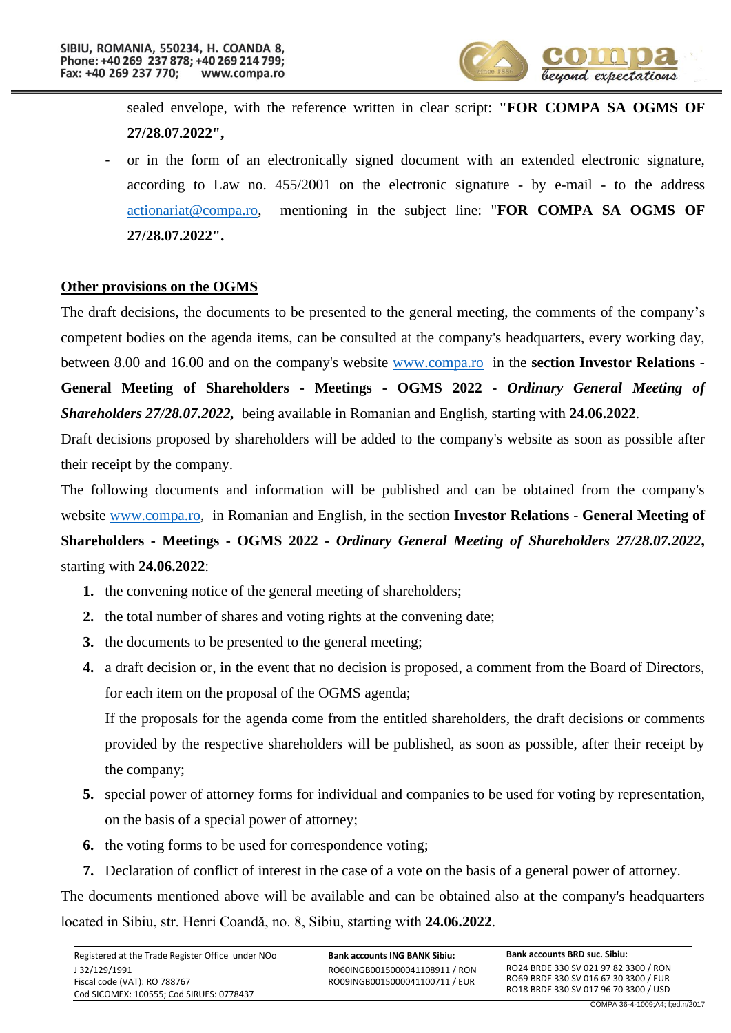sealed envelope, with the reference written in clear script: **"FOR COMPA SA OGMS OF 27/28.07.2022",**

- or in the form of an electronically signed document with an extended electronic signature, according to Law no. 455/2001 on the electronic signature - by e-mail - to the address actionariat@compa.ro, mentioning in the subject line: "**FOR COMPA SA OGMS OF 27/28.07.2022".**

**Other provisions on the OGMS**

The draft decisions, the documents to be presented to the general meeting, the comments of the company's competent bodies on the agenda items, can be consulted at the company's headquarters, every working day, between 8.00 and 16.00 and on the company's website www.compa.ro in the **section Investor Relations - General Meeting of Shareholders - Meetings - OGMS 2022 -** ***Ordinary General Meeting of Shareholders 27/28.07.2022,*** being available in Romanian and English, starting with **24.06.2022**.

Draft decisions proposed by shareholders will be added to the company's website as soon as possible after their receipt by the company.

The following documents and information will be published and can be obtained from the company's website www.compa.ro, in Romanian and English, in the section **Investor Relations - General Meeting of Shareholders - Meetings - OGMS 2022 -** ***Ordinary General Meeting of Shareholders 27/28.07.2022*****,** starting with **24.06.2022**:

1. the convening notice of the general meeting of shareholders;
2. the total number of shares and voting rights at the convening date;
3. the documents to be presented to the general meeting;
4. a draft decision or, in the event that no decision is proposed, a comment from the Board of Directors, for each item on the proposal of the OGMS agenda;

   If the proposals for the agenda come from the entitled shareholders, the draft decisions or comments provided by the respective shareholders will be published, as soon as possible, after their receipt by the company;
5. special power of attorney forms for individual and companies to be used for voting by representation, on the basis of a special power of attorney;
6. the voting forms to be used for correspondence voting;
7. Declaration of conflict of interest in the case of a vote on the basis of a general power of attorney.

The documents mentioned above will be available and can be obtained also at the company's headquarters located in Sibiu, str. Henri Coandă, no. 8, Sibiu, starting with **24.06.2022**.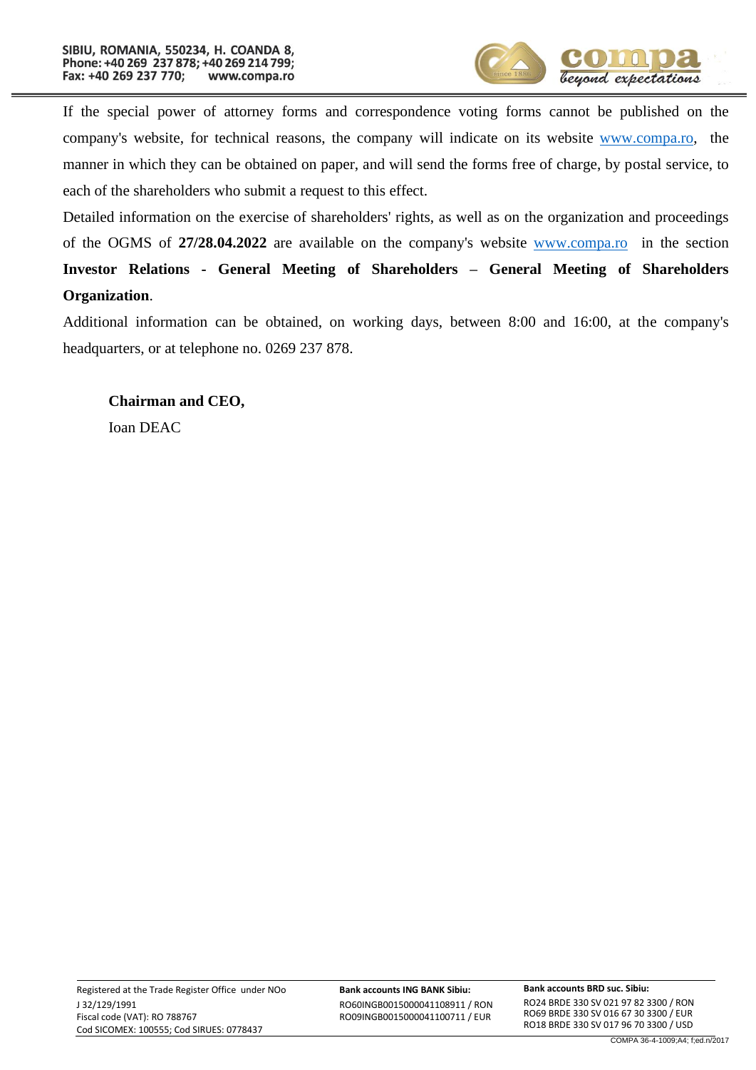If the special power of attorney forms and correspondence voting forms cannot be published on the company's website, for technical reasons, the company will indicate on its website www.compa.ro, the manner in which they can be obtained on paper, and will send the forms free of charge, by postal service, to each of the shareholders who submit a request to this effect.

Detailed information on the exercise of shareholders' rights, as well as on the organization and proceedings of the OGMS of **27/28.04.2022** are available on the company's website www.compa.ro in the section **Investor Relations - General Meeting of Shareholders – General Meeting of Shareholders Organization**.

Additional information can be obtained, on working days, between 8:00 and 16:00, at the company's headquarters, or at telephone no. 0269 237 878.

**Chairman and CEO,**

Ioan DEAC